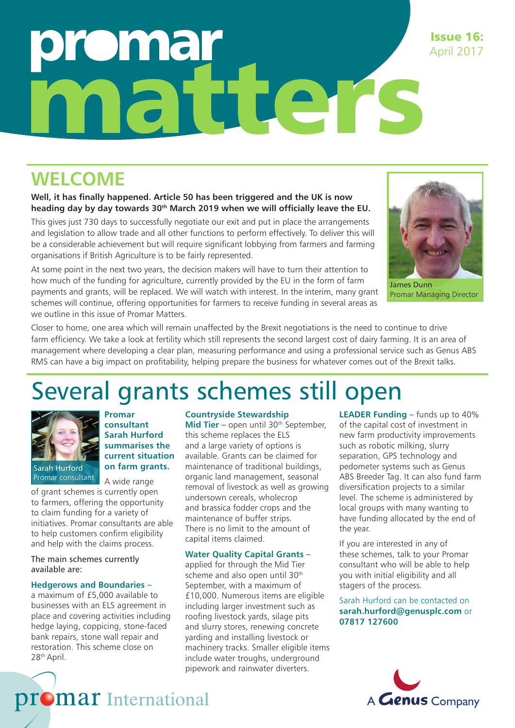# promar matters

**Issue 16:** April 2017

## WELCOME

**Well, it has finally happened. Article 50 has been triggered and the UK is now heading day by day towards 30th March 2019 when we will officially leave the EU.**

This gives just 730 days to successfully negotiate our exit and put in place the arrangements and legislation to allow trade and all other functions to perform effectively. To deliver this will be a considerable achievement but will require significant lobbying from farmers and farming organisations if British Agriculture is to be fairly represented.

At some point in the next two years, the decision makers will have to turn their attention to how much of the funding for agriculture, currently provided by the EU in the form of farm payments and grants, will be replaced. We will watch with interest. In the interim, many grant schemes will continue, offering opportunities for farmers to receive funding in several areas as we outline in this issue of Promar Matters.

James Dunn
Promar Managing Director

Closer to home, one area which will remain unaffected by the Brexit negotiations is the need to continue to drive farm efficiency. We take a look at fertility which still represents the second largest cost of dairy farming. It is an area of management where developing a clear plan, measuring performance and using a professional service such as Genus ABS RMS can have a big impact on profitability, helping prepare the business for whatever comes out of the Brexit talks.

# Several grants schemes still open

Sarah Hurford
Promar consultant

**Promar consultant Sarah Hurford summarises the current situation on farm grants.**

A wide range of grant schemes is currently open to farmers, offering the opportunity to claim funding for a variety of initiatives. Promar consultants are able to help customers confirm eligibility and help with the claims process.

The main schemes currently available are:

**Hedgerows and Boundaries –** a maximum of £5,000 available to businesses with an ELS agreement in place and covering activities including hedge laying, coppicing, stone-faced bank repairs, stone wall repair and restoration. This scheme close on 28th April.

**Countryside Stewardship Mid Tier –** open until 30th September, this scheme replaces the ELS and a large variety of options is available. Grants can be claimed for maintenance of traditional buildings, organic land management, seasonal removal of livestock as well as growing undersown cereals, wholecrop and brassica fodder crops and the maintenance of buffer strips. There is no limit to the amount of capital items claimed.

**Water Quality Capital Grants –** applied for through the Mid Tier scheme and also open until 30th September, with a maximum of £10,000. Numerous items are eligible including larger investment such as roofing livestock yards, silage pits and slurry stores, renewing concrete yarding and installing livestock or machinery tracks. Smaller eligible items include water troughs, underground pipework and rainwater diverters.

**LEADER Funding –** funds up to 40% of the capital cost of investment in new farm productivity improvements such as robotic milking, slurry separation, GPS technology and pedometer systems such as Genus ABS Breeder Tag. It can also fund farm diversification projects to a similar level. The scheme is administered by local groups with many wanting to have funding allocated by the end of the year.

If you are interested in any of these schemes, talk to your Promar consultant who will be able to help you with initial eligibility and all stagers of the process.

Sarah Hurford can be contacted on **sarah.hurford@genusplc.com** or **07817 127600**

promar International — A Genus Company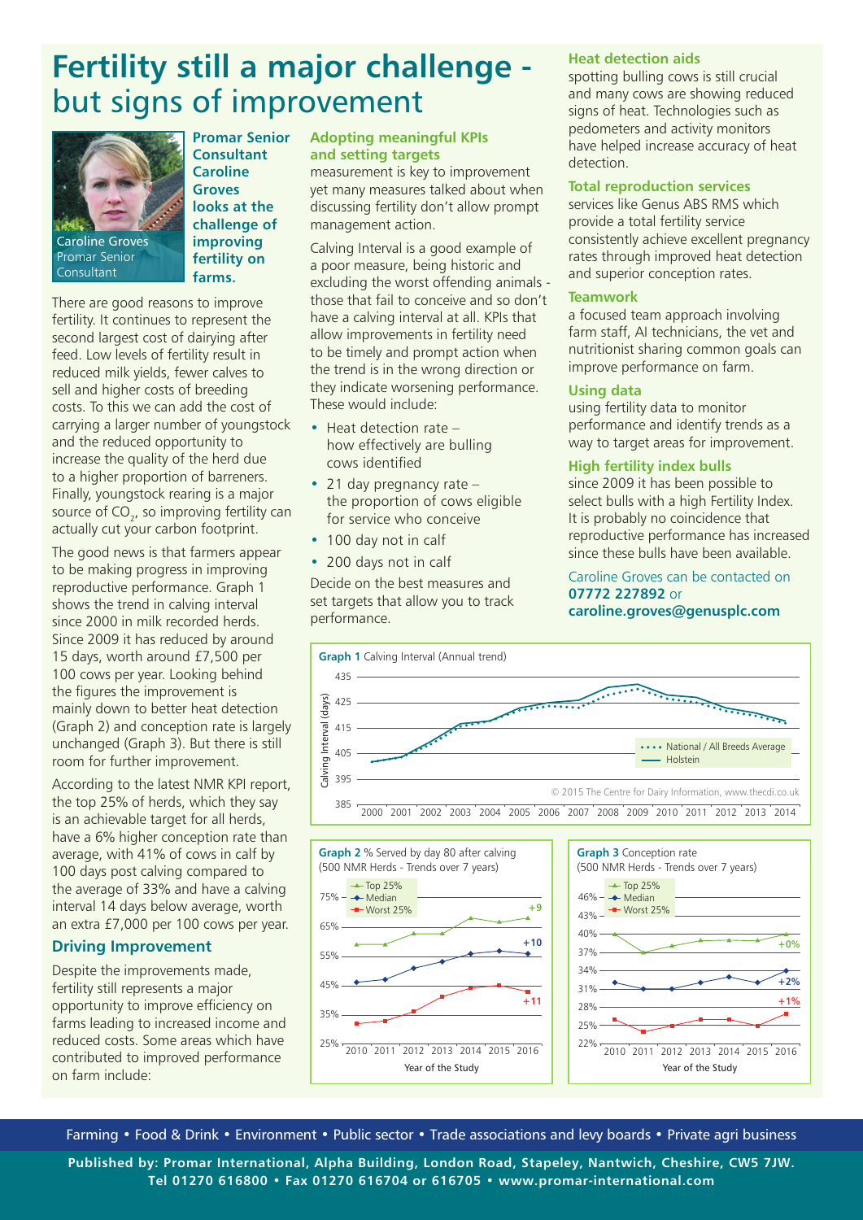# Fertility still a major challenge - but signs of improvement

Caroline Groves
Promar Senior Consultant

**Promar Senior Consultant Caroline Groves looks at the challenge of improving fertility on farms.**

There are good reasons to improve fertility. It continues to represent the second largest cost of dairying after feed. Low levels of fertility result in reduced milk yields, fewer calves to sell and higher costs of breeding costs. To this we can add the cost of carrying a larger number of youngstock and the reduced opportunity to increase the quality of the herd due to a higher proportion of barreners. Finally, youngstock rearing is a major source of $CO_2$, so improving fertility can actually cut your carbon footprint.

The good news is that farmers appear to be making progress in improving reproductive performance. Graph 1 shows the trend in calving interval since 2000 in milk recorded herds. Since 2009 it has reduced by around 15 days, worth around £7,500 per 100 cows per year. Looking behind the figures the improvement is mainly down to better heat detection (Graph 2) and conception rate is largely unchanged (Graph 3). But there is still room for further improvement.

According to the latest NMR KPI report, the top 25% of herds, which they say is an achievable target for all herds, have a 6% higher conception rate than average, with 41% of cows in calf by 100 days post calving compared to the average of 33% and have a calving interval 14 days below average, worth an extra £7,000 per 100 cows per year.

### Driving Improvement

Despite the improvements made, fertility still represents a major opportunity to improve efficiency on farms leading to increased income and reduced costs. Some areas which have contributed to improved performance on farm include:

### Adopting meaningful KPIs and setting targets

measurement is key to improvement yet many measures talked about when discussing fertility don't allow prompt management action.

Calving Interval is a good example of a poor measure, being historic and excluding the worst offending animals - those that fail to conceive and so don't have a calving interval at all. KPIs that allow improvements in fertility need to be timely and prompt action when the trend is in the wrong direction or they indicate worsening performance. These would include:

- Heat detection rate – how effectively are bulling cows identified
- 21 day pregnancy rate – the proportion of cows eligible for service who conceive
- 100 day not in calf
- 200 days not in calf

Decide on the best measures and set targets that allow you to track performance.

### Heat detection aids

spotting bulling cows is still crucial and many cows are showing reduced signs of heat. Technologies such as pedometers and activity monitors have helped increase accuracy of heat detection.

### Total reproduction services

services like Genus ABS RMS which provide a total fertility service consistently achieve excellent pregnancy rates through improved heat detection and superior conception rates.

### Teamwork

a focused team approach involving farm staff, AI technicians, the vet and nutritionist sharing common goals can improve performance on farm.

### Using data

using fertility data to monitor performance and identify trends as a way to target areas for improvement.

### High fertility index bulls

since 2009 it has been possible to select bulls with a high Fertility Index. It is probably no coincidence that reproductive performance has increased since these bulls have been available.

Caroline Groves can be contacted on **07772 227892** or **caroline.groves@genusplc.com**

**Graph 1** Calving Interval (Annual trend)

Calving Interval (days)
435, 425, 415, 405, 395, 385
2000 2001 2002 2003 2004 2005 2006 2007 2008 2009 2010 2011 2012 2013 2014
National / All Breeds Average
Holstein
© 2015 The Centre for Dairy Information, www.thecdi.co.uk

**Graph 2** % Served by day 80 after calving (500 NMR Herds - Trends over 7 years)

Top 25%
Median
Worst 25%
75%, 65%, 55%, 45%, 35%, 25%
+9
+10
+11
2010 2011 2012 2013 2014 2015 2016
Year of the Study

**Graph 3** Conception rate (500 NMR Herds - Trends over 7 years)

Top 25%
Median
Worst 25%
46%, 43%, 40%, 37%, 34%, 31%, 28%, 25%, 22%
+0%
+2%
+1%
2010 2011 2012 2013 2014 2015 2016
Year of the Study

Farming • Food & Drink • Environment • Public sector • Trade associations and levy boards • Private agri business

**Published by: Promar International, Alpha Building, London Road, Stapeley, Nantwich, Cheshire, CW5 7JW. Tel 01270 616800 • Fax 01270 616704 or 616705 • www.promar-international.com**